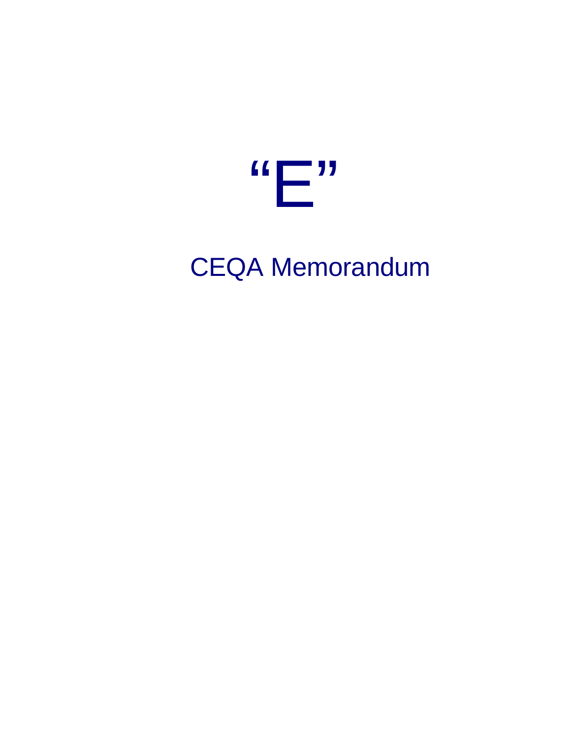# “E”

## CEQA Memorandum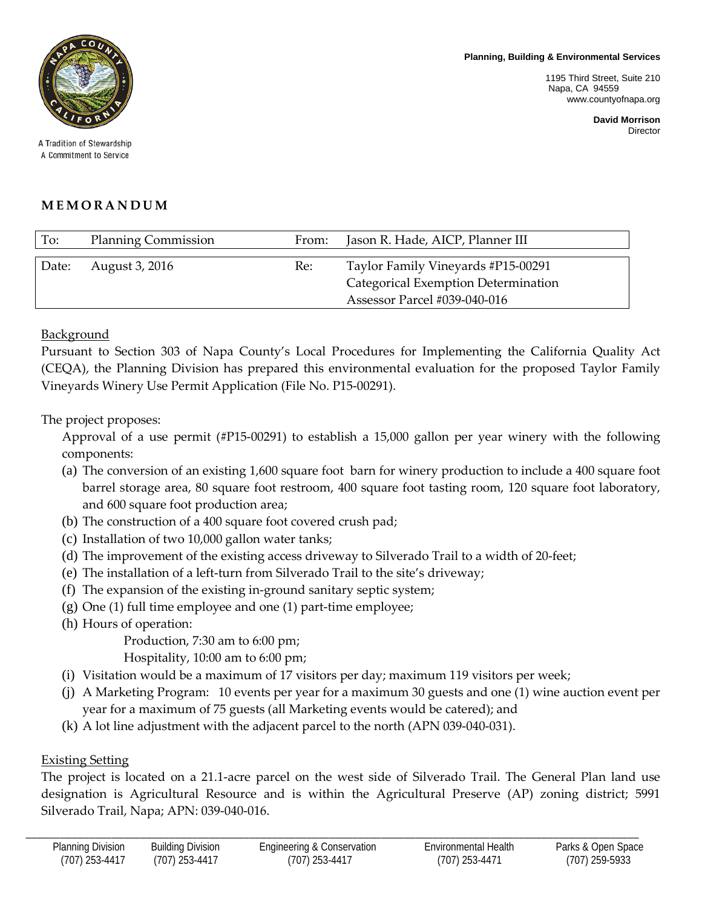Planning, Building & Environmental Services

1195 Third Street, Suite 210
Napa, CA 94559
www.countyofnapa.org

**David Morrison**
Director

A Tradition of Stewardship
A Commitment to Service

# MEMORANDUM

| To: | Planning Commission | From: | Jason R. Hade, AICP, Planner III |
|---|---|---|---|
| Date: | August 3, 2016 | Re: | Taylor Family Vineyards #P15-00291<br>Categorical Exemption Determination<br>Assessor Parcel #039-040-016 |

## Background

Pursuant to Section 303 of Napa County's Local Procedures for Implementing the California Quality Act (CEQA), the Planning Division has prepared this environmental evaluation for the proposed Taylor Family Vineyards Winery Use Permit Application (File No. P15-00291).

The project proposes:

Approval of a use permit (#P15-00291) to establish a 15,000 gallon per year winery with the following components:

(a) The conversion of an existing 1,600 square foot barn for winery production to include a 400 square foot barrel storage area, 80 square foot restroom, 400 square foot tasting room, 120 square foot laboratory, and 600 square foot production area;
(b) The construction of a 400 square foot covered crush pad;
(c) Installation of two 10,000 gallon water tanks;
(d) The improvement of the existing access driveway to Silverado Trail to a width of 20-feet;
(e) The installation of a left-turn from Silverado Trail to the site's driveway;
(f) The expansion of the existing in-ground sanitary septic system;
(g) One (1) full time employee and one (1) part-time employee;
(h) Hours of operation:
    Production, 7:30 am to 6:00 pm;
    Hospitality, 10:00 am to 6:00 pm;
(i) Visitation would be a maximum of 17 visitors per day; maximum 119 visitors per week;
(j) A Marketing Program: 10 events per year for a maximum 30 guests and one (1) wine auction event per year for a maximum of 75 guests (all Marketing events would be catered); and
(k) A lot line adjustment with the adjacent parcel to the north (APN 039-040-031).

## Existing Setting

The project is located on a 21.1-acre parcel on the west side of Silverado Trail. The General Plan land use designation is Agricultural Resource and is within the Agricultural Preserve (AP) zoning district; 5991 Silverado Trail, Napa; APN: 039-040-016.

| Planning Division | Building Division | Engineering & Conservation | Environmental Health | Parks & Open Space |
|---|---|---|---|---|
| (707) 253-4417 | (707) 253-4417 | (707) 253-4417 | (707) 253-4471 | (707) 259-5933 |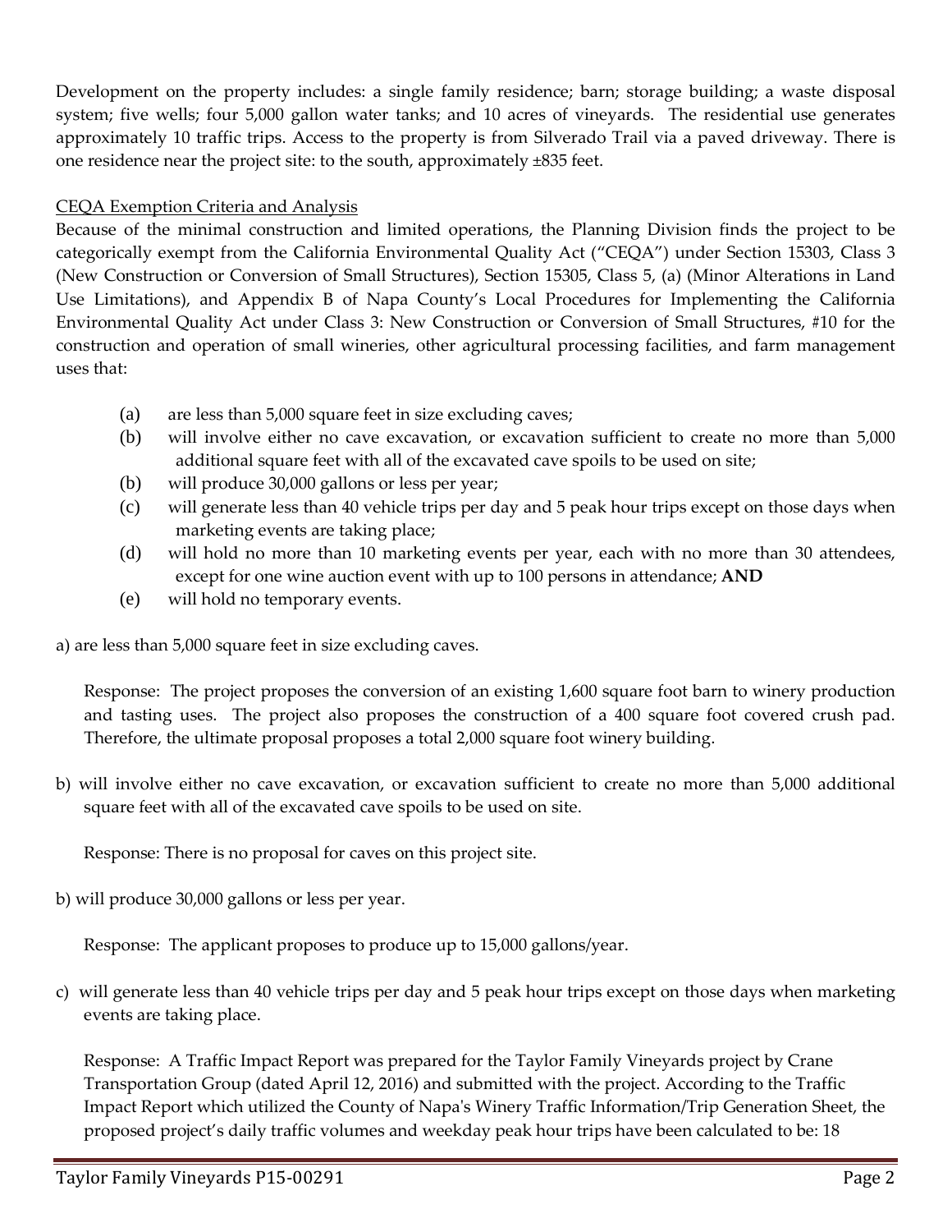Development on the property includes: a single family residence; barn; storage building; a waste disposal system; five wells; four 5,000 gallon water tanks; and 10 acres of vineyards. The residential use generates approximately 10 traffic trips. Access to the property is from Silverado Trail via a paved driveway. There is one residence near the project site: to the south, approximately ±835 feet.

<u>CEQA Exemption Criteria and Analysis</u>

Because of the minimal construction and limited operations, the Planning Division finds the project to be categorically exempt from the California Environmental Quality Act ("CEQA") under Section 15303, Class 3 (New Construction or Conversion of Small Structures), Section 15305, Class 5, (a) (Minor Alterations in Land Use Limitations), and Appendix B of Napa County's Local Procedures for Implementing the California Environmental Quality Act under Class 3: New Construction or Conversion of Small Structures, #10 for the construction and operation of small wineries, other agricultural processing facilities, and farm management uses that:

- (a) are less than 5,000 square feet in size excluding caves;
- (b) will involve either no cave excavation, or excavation sufficient to create no more than 5,000 additional square feet with all of the excavated cave spoils to be used on site;
- (b) will produce 30,000 gallons or less per year;
- (c) will generate less than 40 vehicle trips per day and 5 peak hour trips except on those days when marketing events are taking place;
- (d) will hold no more than 10 marketing events per year, each with no more than 30 attendees, except for one wine auction event with up to 100 persons in attendance; **AND**
- (e) will hold no temporary events.

a) are less than 5,000 square feet in size excluding caves.

> Response: The project proposes the conversion of an existing 1,600 square foot barn to winery production and tasting uses. The project also proposes the construction of a 400 square foot covered crush pad. Therefore, the ultimate proposal proposes a total 2,000 square foot winery building.

b) will involve either no cave excavation, or excavation sufficient to create no more than 5,000 additional square feet with all of the excavated cave spoils to be used on site.

> Response: There is no proposal for caves on this project site.

b) will produce 30,000 gallons or less per year.

> Response: The applicant proposes to produce up to 15,000 gallons/year.

c) will generate less than 40 vehicle trips per day and 5 peak hour trips except on those days when marketing events are taking place.

> Response: A Traffic Impact Report was prepared for the Taylor Family Vineyards project by Crane Transportation Group (dated April 12, 2016) and submitted with the project. According to the Traffic Impact Report which utilized the County of Napa's Winery Traffic Information/Trip Generation Sheet, the proposed project's daily traffic volumes and weekday peak hour trips have been calculated to be: 18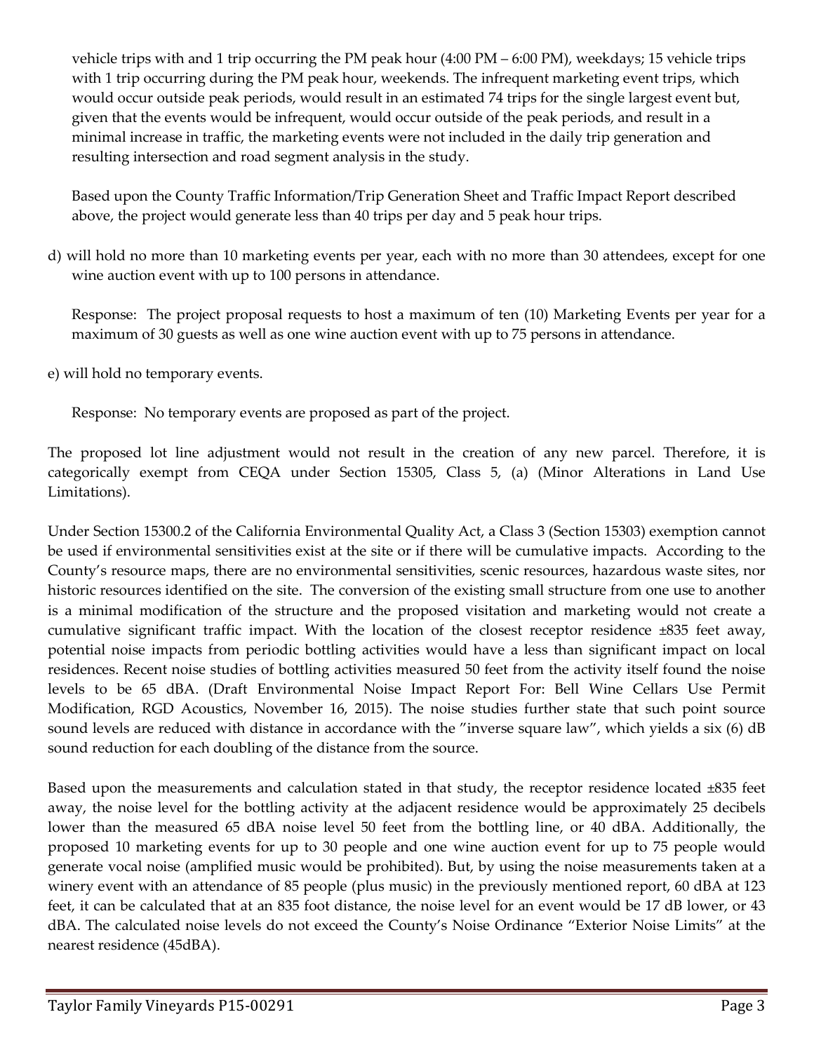vehicle trips with and 1 trip occurring the PM peak hour (4:00 PM – 6:00 PM), weekdays; 15 vehicle trips with 1 trip occurring during the PM peak hour, weekends. The infrequent marketing event trips, which would occur outside peak periods, would result in an estimated 74 trips for the single largest event but, given that the events would be infrequent, would occur outside of the peak periods, and result in a minimal increase in traffic, the marketing events were not included in the daily trip generation and resulting intersection and road segment analysis in the study.

Based upon the County Traffic Information/Trip Generation Sheet and Traffic Impact Report described above, the project would generate less than 40 trips per day and 5 peak hour trips.

d) will hold no more than 10 marketing events per year, each with no more than 30 attendees, except for one wine auction event with up to 100 persons in attendance.

Response: The project proposal requests to host a maximum of ten (10) Marketing Events per year for a maximum of 30 guests as well as one wine auction event with up to 75 persons in attendance.

e) will hold no temporary events.

Response: No temporary events are proposed as part of the project.

The proposed lot line adjustment would not result in the creation of any new parcel. Therefore, it is categorically exempt from CEQA under Section 15305, Class 5, (a) (Minor Alterations in Land Use Limitations).

Under Section 15300.2 of the California Environmental Quality Act, a Class 3 (Section 15303) exemption cannot be used if environmental sensitivities exist at the site or if there will be cumulative impacts. According to the County's resource maps, there are no environmental sensitivities, scenic resources, hazardous waste sites, nor historic resources identified on the site. The conversion of the existing small structure from one use to another is a minimal modification of the structure and the proposed visitation and marketing would not create a cumulative significant traffic impact. With the location of the closest receptor residence ±835 feet away, potential noise impacts from periodic bottling activities would have a less than significant impact on local residences. Recent noise studies of bottling activities measured 50 feet from the activity itself found the noise levels to be 65 dBA. (Draft Environmental Noise Impact Report For: Bell Wine Cellars Use Permit Modification, RGD Acoustics, November 16, 2015). The noise studies further state that such point source sound levels are reduced with distance in accordance with the "inverse square law", which yields a six (6) dB sound reduction for each doubling of the distance from the source.

Based upon the measurements and calculation stated in that study, the receptor residence located ±835 feet away, the noise level for the bottling activity at the adjacent residence would be approximately 25 decibels lower than the measured 65 dBA noise level 50 feet from the bottling line, or 40 dBA. Additionally, the proposed 10 marketing events for up to 30 people and one wine auction event for up to 75 people would generate vocal noise (amplified music would be prohibited). But, by using the noise measurements taken at a winery event with an attendance of 85 people (plus music) in the previously mentioned report, 60 dBA at 123 feet, it can be calculated that at an 835 foot distance, the noise level for an event would be 17 dB lower, or 43 dBA. The calculated noise levels do not exceed the County's Noise Ordinance "Exterior Noise Limits" at the nearest residence (45dBA).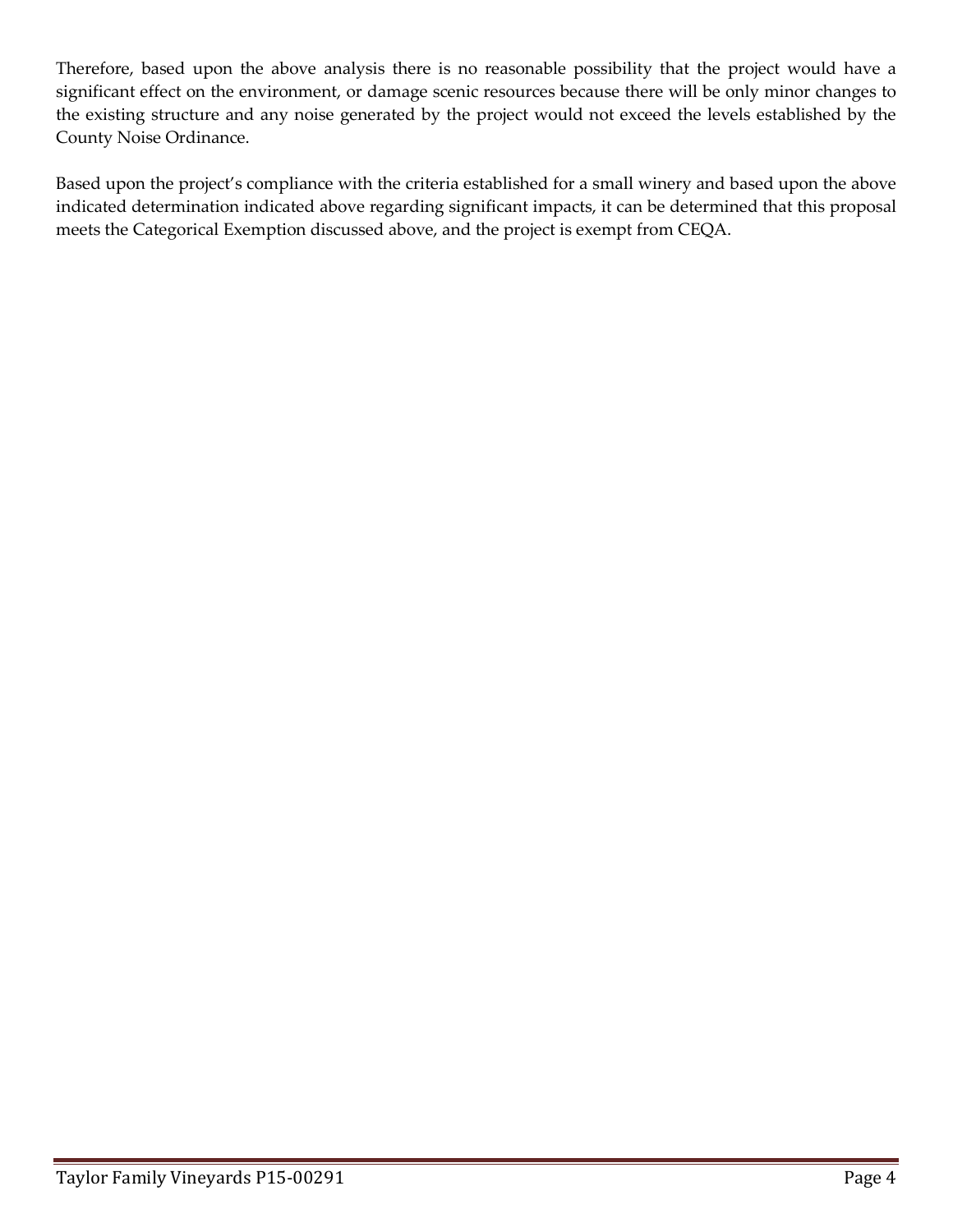Therefore, based upon the above analysis there is no reasonable possibility that the project would have a significant effect on the environment, or damage scenic resources because there will be only minor changes to the existing structure and any noise generated by the project would not exceed the levels established by the County Noise Ordinance.

Based upon the project's compliance with the criteria established for a small winery and based upon the above indicated determination indicated above regarding significant impacts, it can be determined that this proposal meets the Categorical Exemption discussed above, and the project is exempt from CEQA.